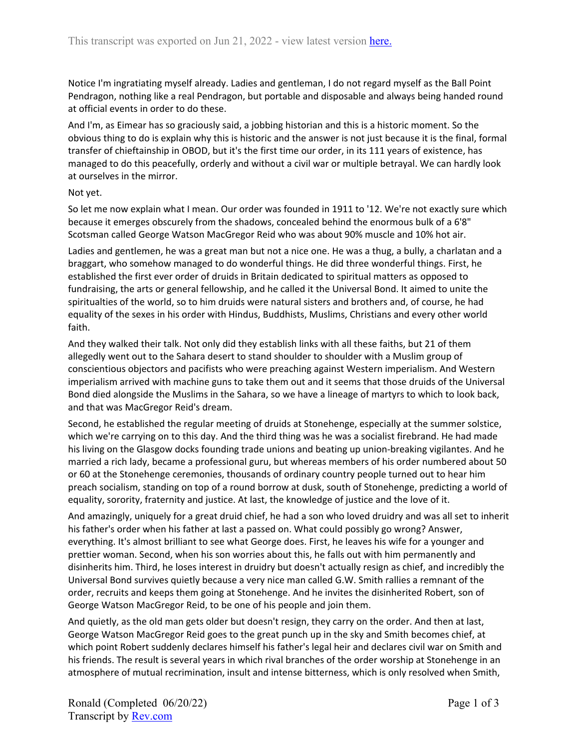This transcript was exported on Jun 21, 2022 - view latest version here.

Notice I'm ingratiating myself already. Ladies and gentleman, I do not regard myself as the Ball Point Pendragon, nothing like a real Pendragon, but portable and disposable and always being handed round at official events in order to do these.

And I'm, as Eimear has so graciously said, a jobbing historian and this is a historic moment. So the obvious thing to do is explain why this is historic and the answer is not just because it is the final, formal transfer of chieftainship in OBOD, but it's the first time our order, in its 111 years of existence, has managed to do this peacefully, orderly and without a civil war or multiple betrayal. We can hardly look at ourselves in the mirror.

Not yet.

So let me now explain what I mean. Our order was founded in 1911 to '12. We're not exactly sure which because it emerges obscurely from the shadows, concealed behind the enormous bulk of a 6'8" Scotsman called George Watson MacGregor Reid who was about 90% muscle and 10% hot air.

Ladies and gentlemen, he was a great man but not a nice one. He was a thug, a bully, a charlatan and a braggart, who somehow managed to do wonderful things. He did three wonderful things. First, he established the first ever order of druids in Britain dedicated to spiritual matters as opposed to fundraising, the arts or general fellowship, and he called it the Universal Bond. It aimed to unite the spiritualties of the world, so to him druids were natural sisters and brothers and, of course, he had equality of the sexes in his order with Hindus, Buddhists, Muslims, Christians and every other world faith.

And they walked their talk. Not only did they establish links with all these faiths, but 21 of them allegedly went out to the Sahara desert to stand shoulder to shoulder with a Muslim group of conscientious objectors and pacifists who were preaching against Western imperialism. And Western imperialism arrived with machine guns to take them out and it seems that those druids of the Universal Bond died alongside the Muslims in the Sahara, so we have a lineage of martyrs to which to look back, and that was MacGregor Reid's dream.

Second, he established the regular meeting of druids at Stonehenge, especially at the summer solstice, which we're carrying on to this day. And the third thing was he was a socialist firebrand. He had made his living on the Glasgow docks founding trade unions and beating up union-breaking vigilantes. And he married a rich lady, became a professional guru, but whereas members of his order numbered about 50 or 60 at the Stonehenge ceremonies, thousands of ordinary country people turned out to hear him preach socialism, standing on top of a round borrow at dusk, south of Stonehenge, predicting a world of equality, sorority, fraternity and justice. At last, the knowledge of justice and the love of it.

And amazingly, uniquely for a great druid chief, he had a son who loved druidry and was all set to inherit his father's order when his father at last a passed on. What could possibly go wrong? Answer, everything. It's almost brilliant to see what George does. First, he leaves his wife for a younger and prettier woman. Second, when his son worries about this, he falls out with him permanently and disinherits him. Third, he loses interest in druidry but doesn't actually resign as chief, and incredibly the Universal Bond survives quietly because a very nice man called G.W. Smith rallies a remnant of the order, recruits and keeps them going at Stonehenge. And he invites the disinherited Robert, son of George Watson MacGregor Reid, to be one of his people and join them.

And quietly, as the old man gets older but doesn't resign, they carry on the order. And then at last, George Watson MacGregor Reid goes to the great punch up in the sky and Smith becomes chief, at which point Robert suddenly declares himself his father's legal heir and declares civil war on Smith and his friends. The result is several years in which rival branches of the order worship at Stonehenge in an atmosphere of mutual recrimination, insult and intense bitterness, which is only resolved when Smith,

Ronald (Completed 06/20/22)
Transcript by Rev.com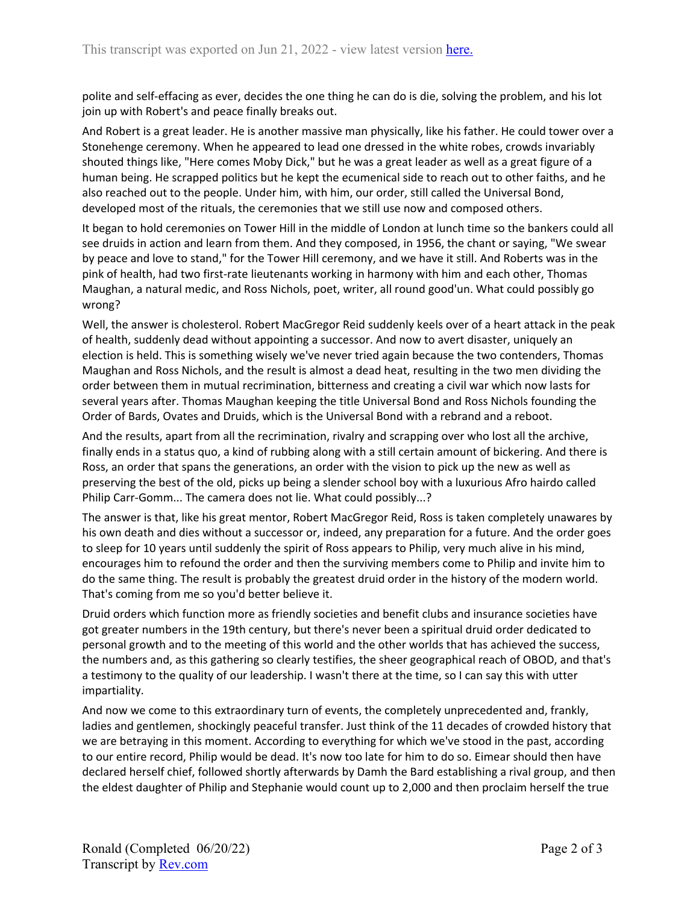polite and self-effacing as ever, decides the one thing he can do is die, solving the problem, and his lot join up with Robert's and peace finally breaks out.

And Robert is a great leader. He is another massive man physically, like his father. He could tower over a Stonehenge ceremony. When he appeared to lead one dressed in the white robes, crowds invariably shouted things like, "Here comes Moby Dick," but he was a great leader as well as a great figure of a human being. He scrapped politics but he kept the ecumenical side to reach out to other faiths, and he also reached out to the people. Under him, with him, our order, still called the Universal Bond, developed most of the rituals, the ceremonies that we still use now and composed others.

It began to hold ceremonies on Tower Hill in the middle of London at lunch time so the bankers could all see druids in action and learn from them. And they composed, in 1956, the chant or saying, "We swear by peace and love to stand," for the Tower Hill ceremony, and we have it still. And Roberts was in the pink of health, had two first-rate lieutenants working in harmony with him and each other, Thomas Maughan, a natural medic, and Ross Nichols, poet, writer, all round good'un. What could possibly go wrong?

Well, the answer is cholesterol. Robert MacGregor Reid suddenly keels over of a heart attack in the peak of health, suddenly dead without appointing a successor. And now to avert disaster, uniquely an election is held. This is something wisely we've never tried again because the two contenders, Thomas Maughan and Ross Nichols, and the result is almost a dead heat, resulting in the two men dividing the order between them in mutual recrimination, bitterness and creating a civil war which now lasts for several years after. Thomas Maughan keeping the title Universal Bond and Ross Nichols founding the Order of Bards, Ovates and Druids, which is the Universal Bond with a rebrand and a reboot.

And the results, apart from all the recrimination, rivalry and scrapping over who lost all the archive, finally ends in a status quo, a kind of rubbing along with a still certain amount of bickering. And there is Ross, an order that spans the generations, an order with the vision to pick up the new as well as preserving the best of the old, picks up being a slender school boy with a luxurious Afro hairdo called Philip Carr-Gomm... The camera does not lie. What could possibly...?

The answer is that, like his great mentor, Robert MacGregor Reid, Ross is taken completely unawares by his own death and dies without a successor or, indeed, any preparation for a future. And the order goes to sleep for 10 years until suddenly the spirit of Ross appears to Philip, very much alive in his mind, encourages him to refound the order and then the surviving members come to Philip and invite him to do the same thing. The result is probably the greatest druid order in the history of the modern world. That's coming from me so you'd better believe it.

Druid orders which function more as friendly societies and benefit clubs and insurance societies have got greater numbers in the 19th century, but there's never been a spiritual druid order dedicated to personal growth and to the meeting of this world and the other worlds that has achieved the success, the numbers and, as this gathering so clearly testifies, the sheer geographical reach of OBOD, and that's a testimony to the quality of our leadership. I wasn't there at the time, so I can say this with utter impartiality.

And now we come to this extraordinary turn of events, the completely unprecedented and, frankly, ladies and gentlemen, shockingly peaceful transfer. Just think of the 11 decades of crowded history that we are betraying in this moment. According to everything for which we've stood in the past, according to our entire record, Philip would be dead. It's now too late for him to do so. Eimear should then have declared herself chief, followed shortly afterwards by Damh the Bard establishing a rival group, and then the eldest daughter of Philip and Stephanie would count up to 2,000 and then proclaim herself the true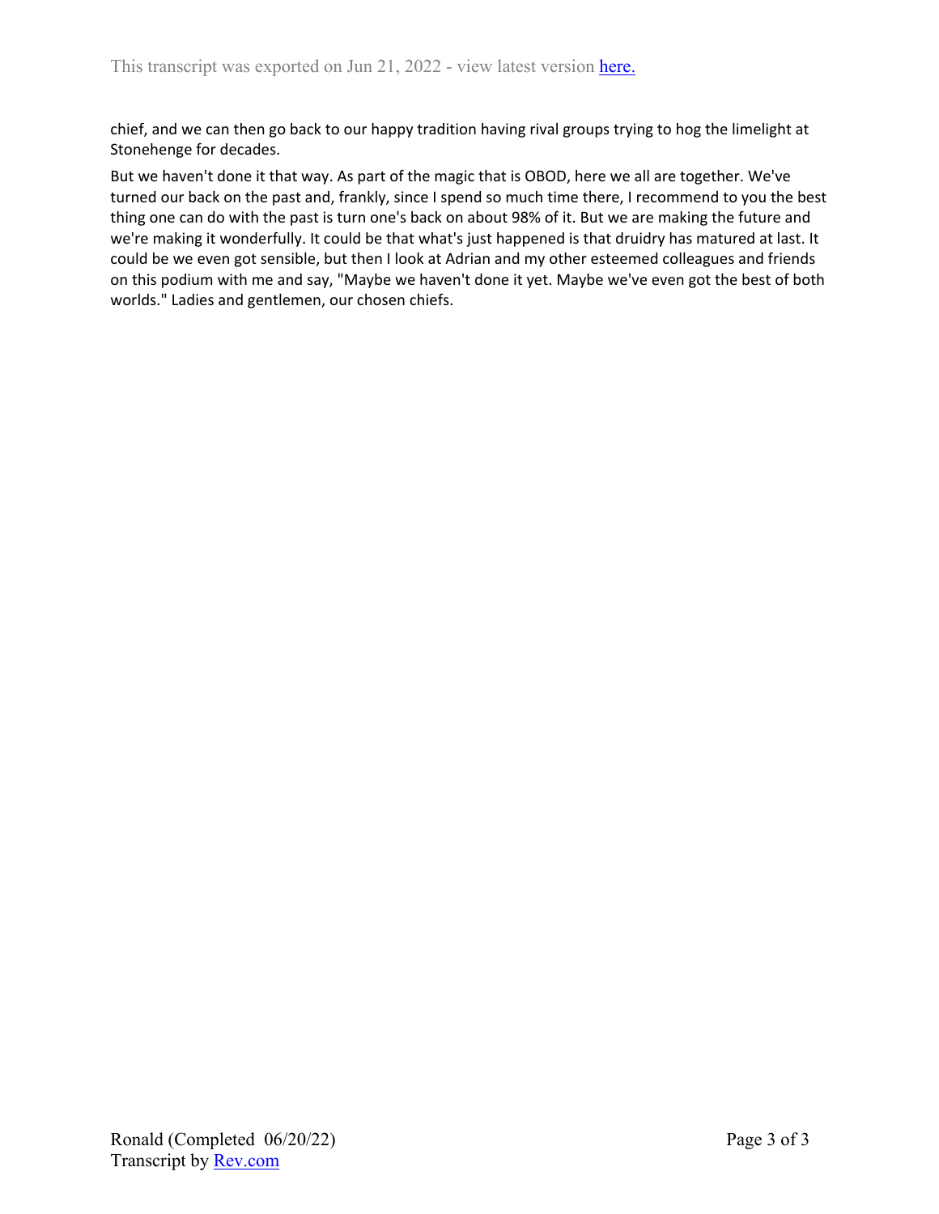chief, and we can then go back to our happy tradition having rival groups trying to hog the limelight at Stonehenge for decades.

But we haven't done it that way. As part of the magic that is OBOD, here we all are together. We've turned our back on the past and, frankly, since I spend so much time there, I recommend to you the best thing one can do with the past is turn one's back on about 98% of it. But we are making the future and we're making it wonderfully. It could be that what's just happened is that druidry has matured at last. It could be we even got sensible, but then I look at Adrian and my other esteemed colleagues and friends on this podium with me and say, "Maybe we haven't done it yet. Maybe we've even got the best of both worlds." Ladies and gentlemen, our chosen chiefs.